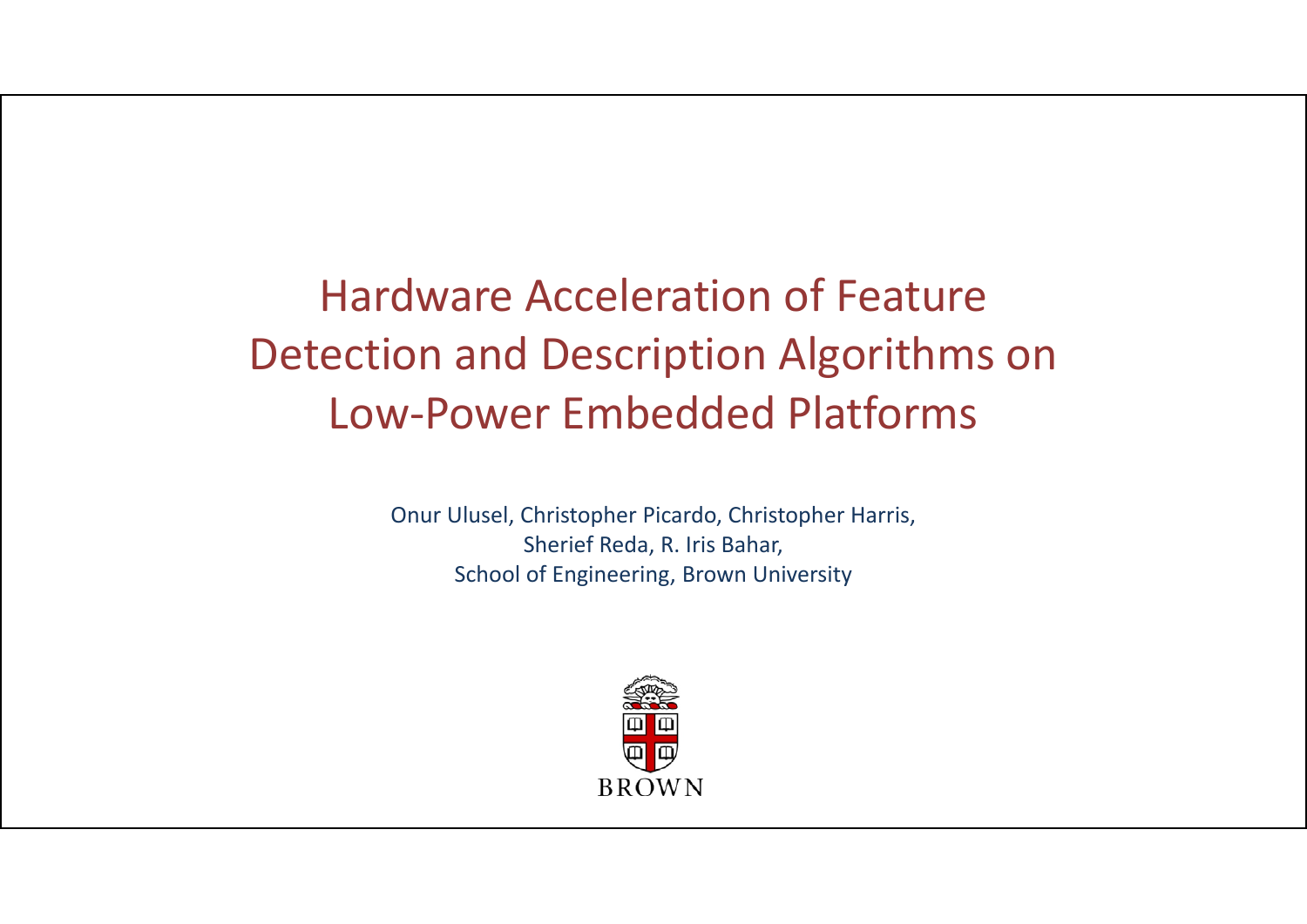# Hardware Acceleration of Feature Detection and Description Algorithms on Low-Power Embedded Platforms

Onur Ulusel, Christopher Picardo, Christopher Harris,
Sherief Reda, R. Iris Bahar,
School of Engineering, Brown University

BROWN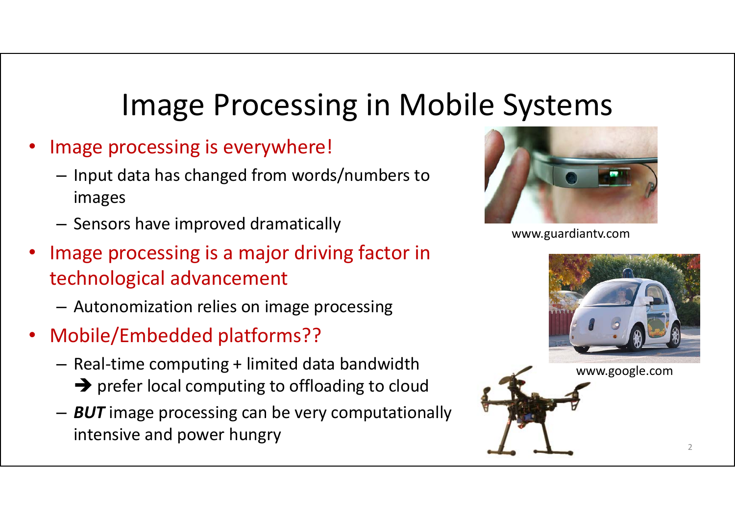# Image Processing in Mobile Systems

- Image processing is everywhere!
  - Input data has changed from words/numbers to images
  - Sensors have improved dramatically
- Image processing is a major driving factor in technological advancement
  - Autonomization relies on image processing
- Mobile/Embedded platforms??
  - Real-time computing + limited data bandwidth ➔ prefer local computing to offloading to cloud
  - ***BUT*** image processing can be very computationally intensive and power hungry

www.guardiantv.com

www.google.com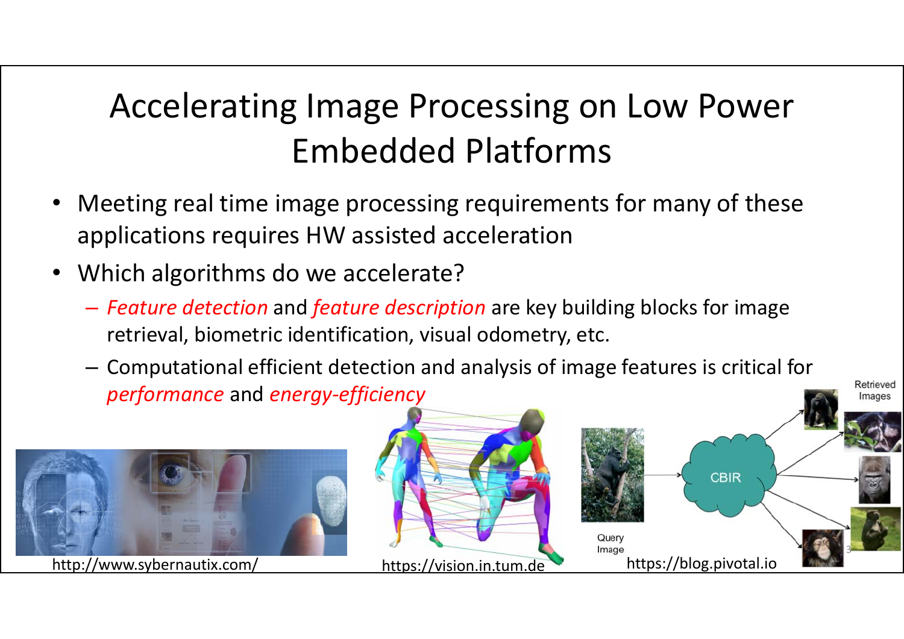# Accelerating Image Processing on Low Power Embedded Platforms

- Meeting real time image processing requirements for many of these applications requires HW assisted acceleration
- Which algorithms do we accelerate?
  - *Feature detection* and *feature description* are key building blocks for image retrieval, biometric identification, visual odometry, etc.
  - Computational efficient detection and analysis of image features is critical for *performance* and *energy-efficiency*

http://www.sybernautix.com/

https://vision.in.tum.de

https://blog.pivotal.io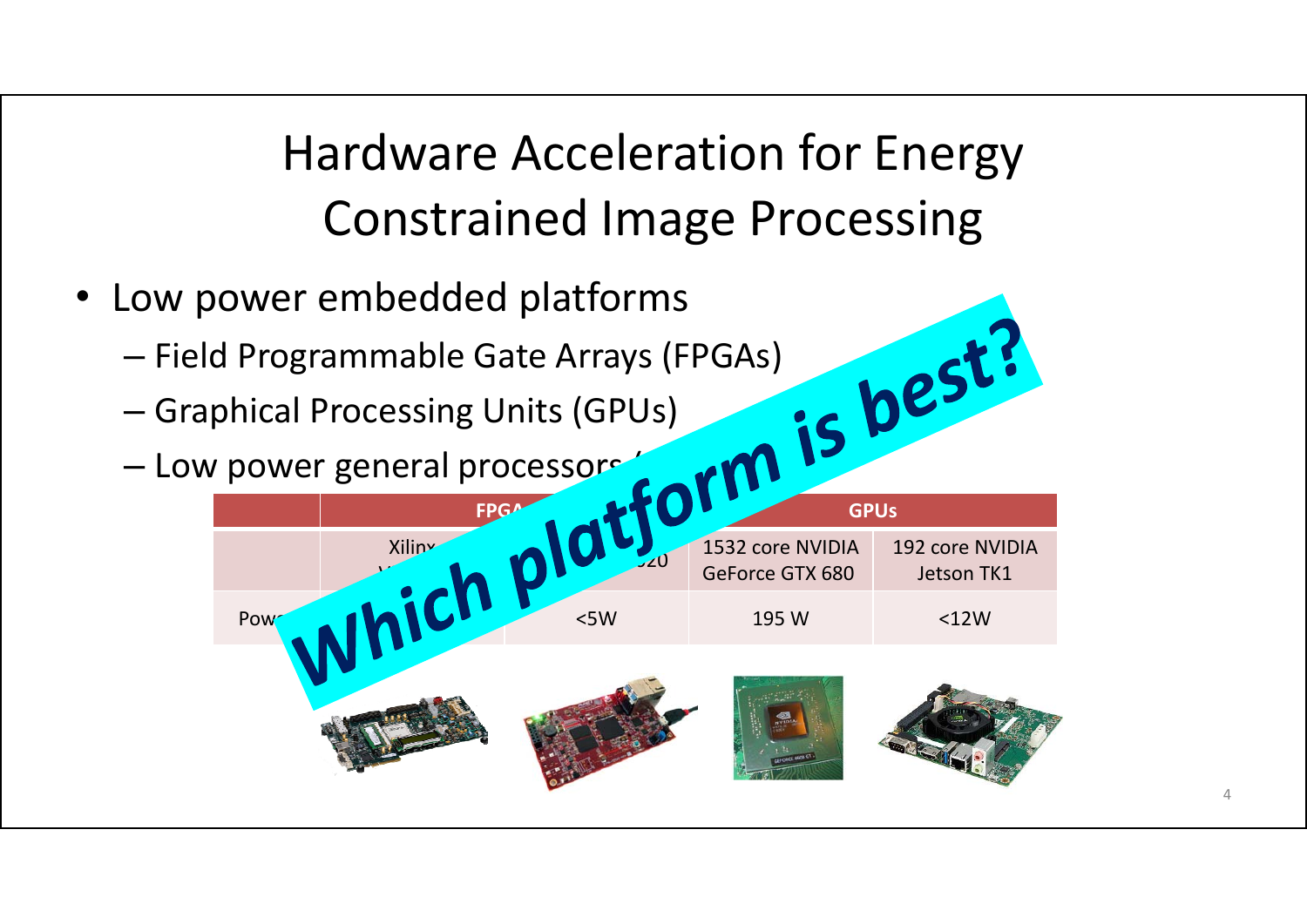# Hardware Acceleration for Energy Constrained Image Processing

- Low power embedded platforms
  - Field Programmable Gate Arrays (FPGAs)
  - Graphical Processing Units (GPUs)
  - Low power general processors (

**Which platform is best?**

| | FPGA | | GPUs | |
|---|---|---|---|---|
| | Xilinx V... | ...020 | 1532 core NVIDIA GeForce GTX 680 | 192 core NVIDIA Jetson TK1 |
| Pow... | | <5W | 195 W | <12W |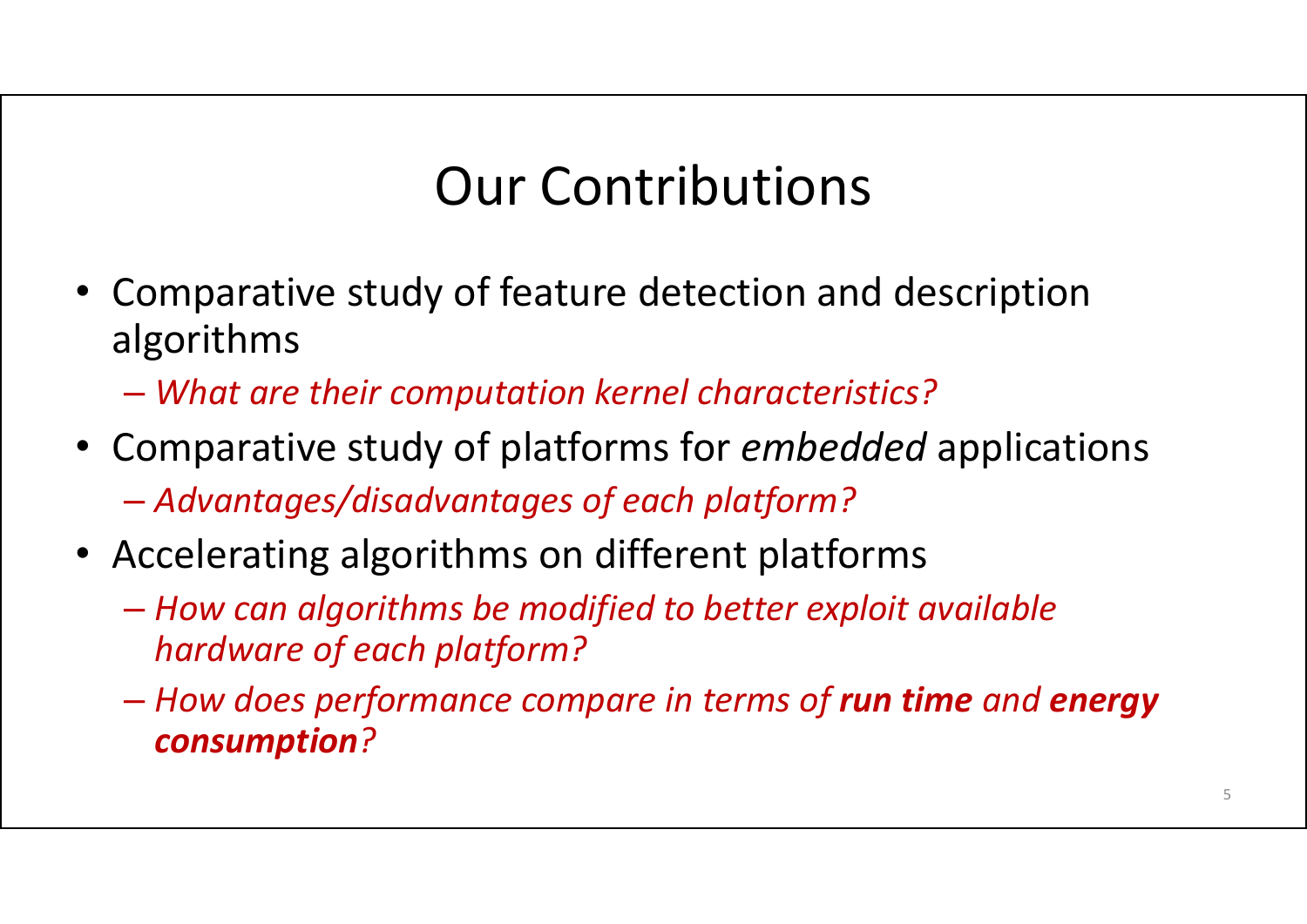# Our Contributions

- Comparative study of feature detection and description algorithms
  - *What are their computation kernel characteristics?*
- Comparative study of platforms for *embedded* applications
  - *Advantages/disadvantages of each platform?*
- Accelerating algorithms on different platforms
  - *How can algorithms be modified to better exploit available hardware of each platform?*
  - *How does performance compare in terms of **run time** and **energy consumption**?*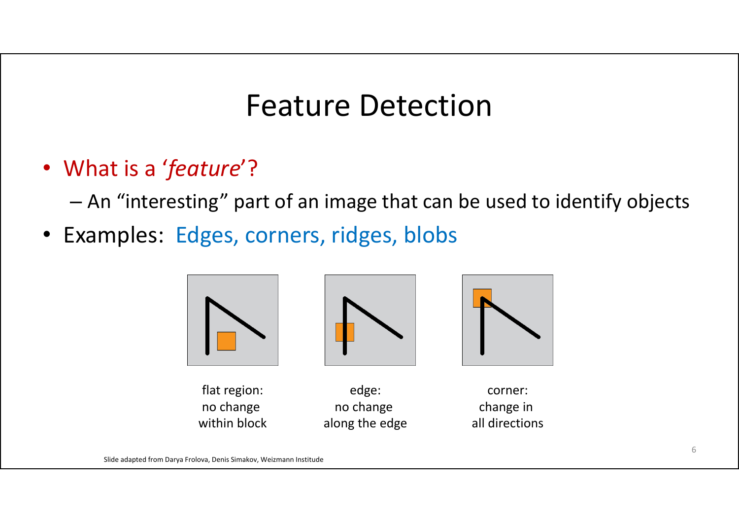# Feature Detection

- What is a '*feature*'?
  - An "interesting" part of an image that can be used to identify objects
- Examples: Edges, corners, ridges, blobs

flat region: no change within block

edge: no change along the edge

corner: change in all directions

Slide adapted from Darya Frolova, Denis Simakov, Weizmann Institude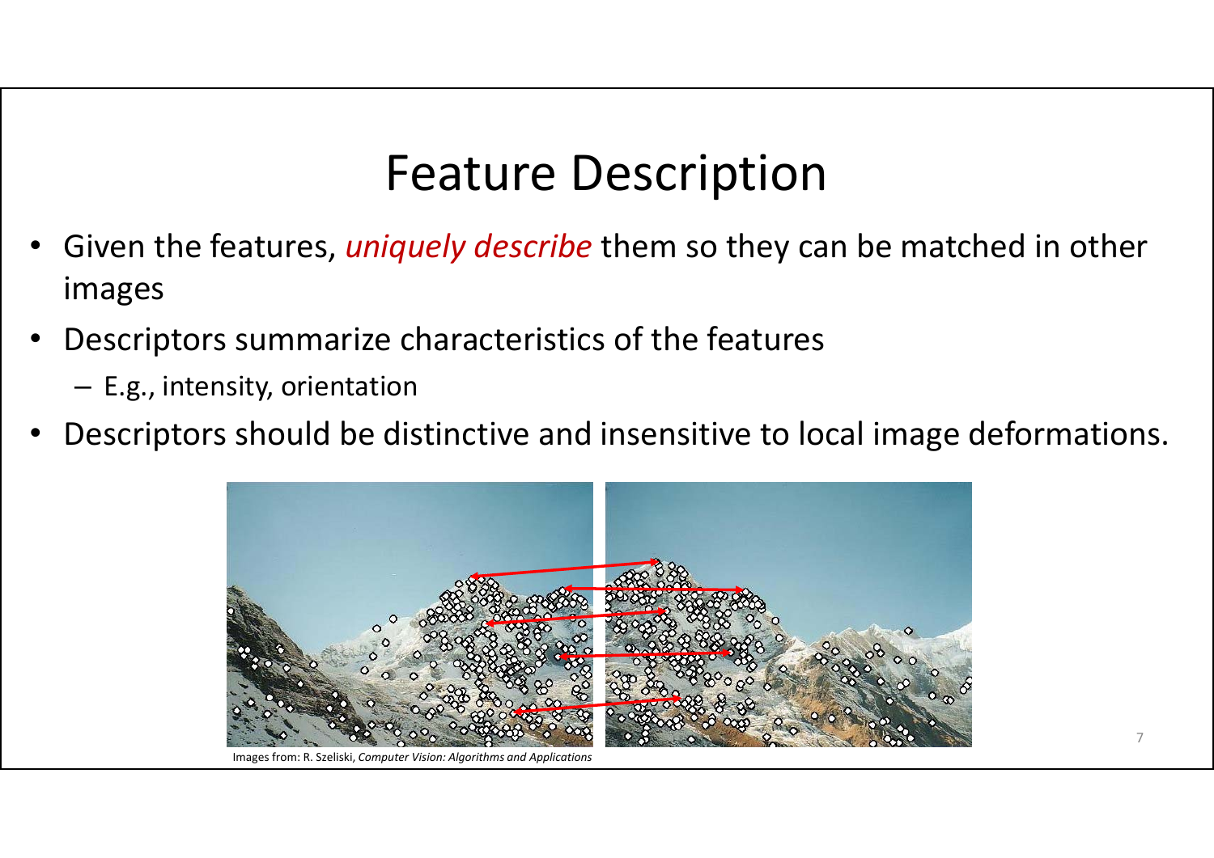# Feature Description

- Given the features, *uniquely describe* them so they can be matched in other images
- Descriptors summarize characteristics of the features
  - E.g., intensity, orientation
- Descriptors should be distinctive and insensitive to local image deformations.

Images from: R. Szeliski, *Computer Vision: Algorithms and Applications*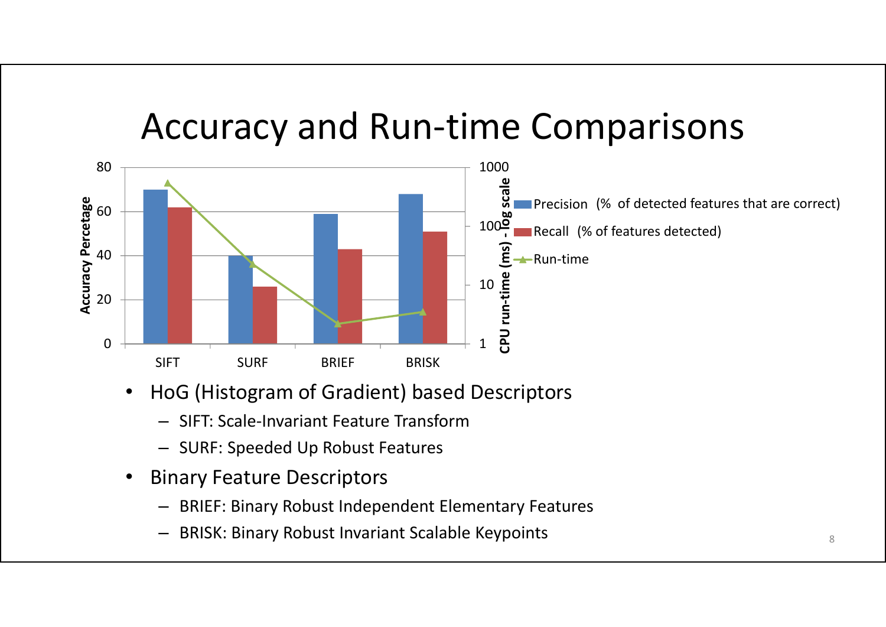# Accuracy and Run-time Comparisons

- HoG (Histogram of Gradient) based Descriptors
  - SIFT: Scale-Invariant Feature Transform
  - SURF: Speeded Up Robust Features
- Binary Feature Descriptors
  - BRIEF: Binary Robust Independent Elementary Features
  - BRISK: Binary Robust Invariant Scalable Keypoints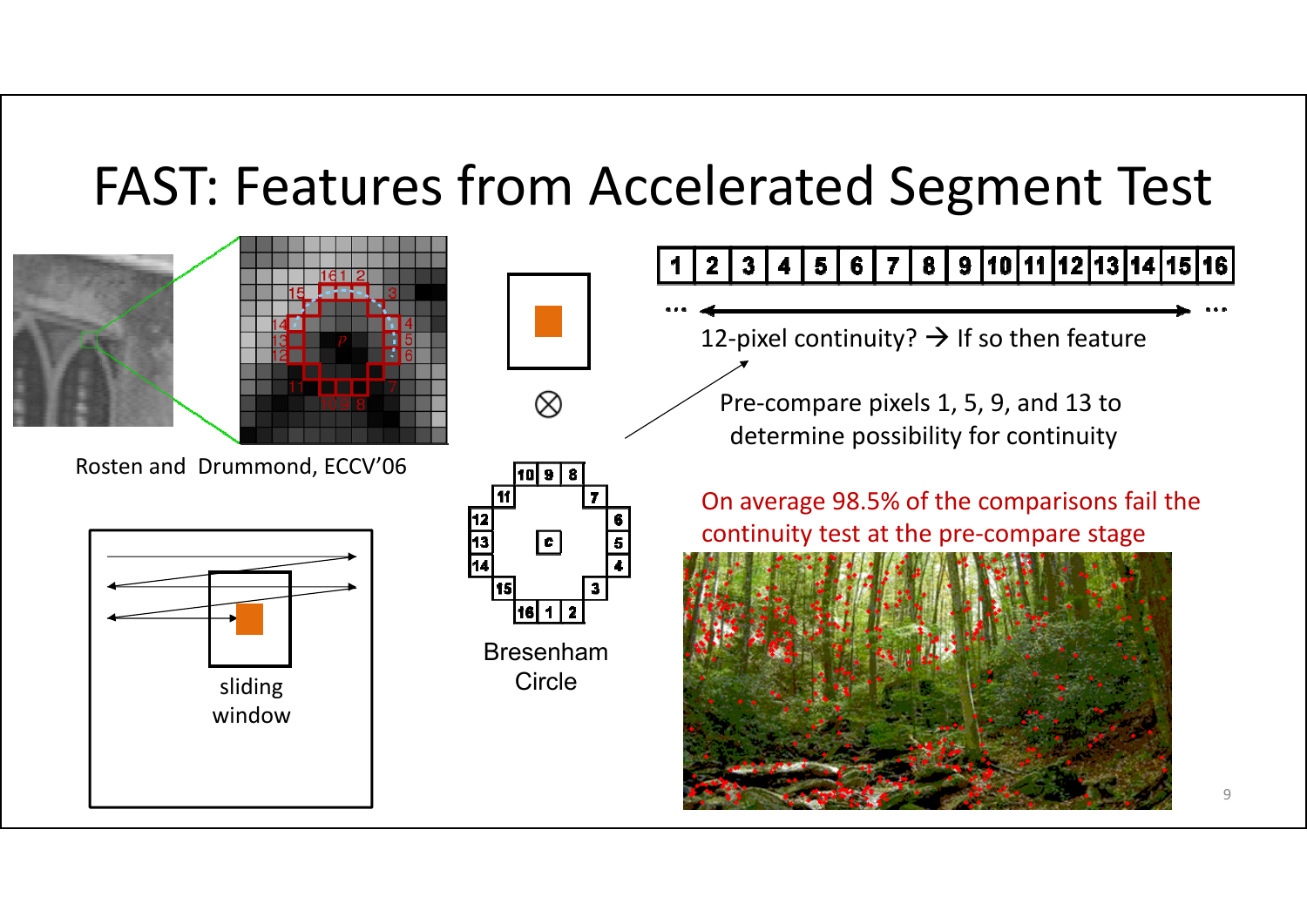# FAST: Features from Accelerated Segment Test

Rosten and Drummond, ECCV'06

sliding window

Bresenham Circle

| 1 | 2 | 3 | 4 | 5 | 6 | 7 | 8 | 9 | 10 | 11 | 12 | 13 | 14 | 15 | 16 |
|---|---|---|---|---|---|---|---|---|---|---|---|---|---|---|---|

12-pixel continuity? → If so then feature

Pre-compare pixels 1, 5, 9, and 13 to determine possibility for continuity

On average 98.5% of the comparisons fail the continuity test at the pre-compare stage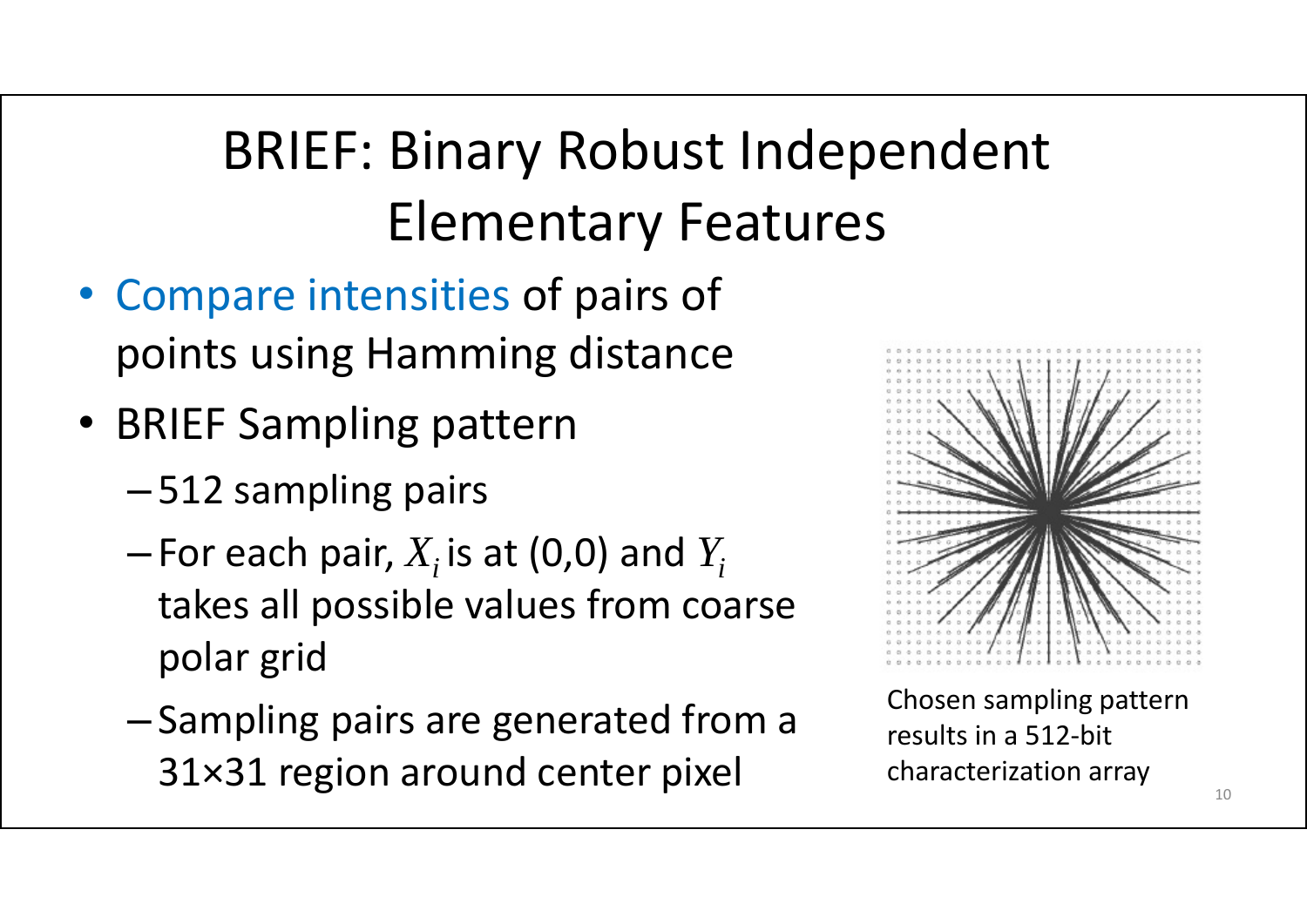# BRIEF: Binary Robust Independent Elementary Features

- Compare intensities of pairs of points using Hamming distance
- BRIEF Sampling pattern
  - 512 sampling pairs
  - For each pair, $X_i$ is at (0,0) and $Y_i$ takes all possible values from coarse polar grid
  - Sampling pairs are generated from a 31×31 region around center pixel

Chosen sampling pattern results in a 512-bit characterization array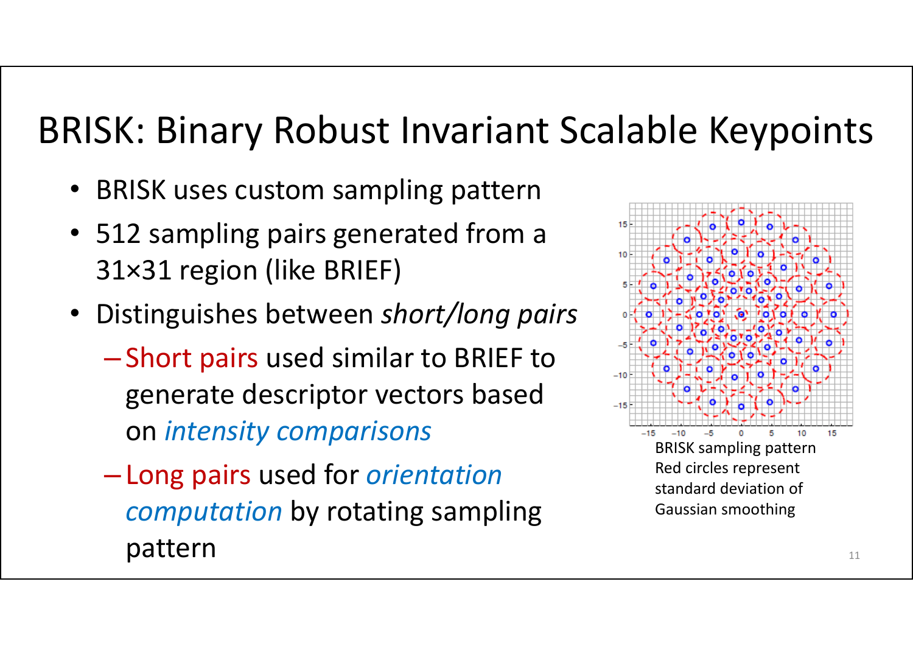# BRISK: Binary Robust Invariant Scalable Keypoints

- BRISK uses custom sampling pattern
- 512 sampling pairs generated from a 31×31 region (like BRIEF)
- Distinguishes between *short/long pairs*
  - Short pairs used similar to BRIEF to generate descriptor vectors based on *intensity comparisons*
  - Long pairs used for *orientation computation* by rotating sampling pattern

BRISK sampling pattern
Red circles represent standard deviation of Gaussian smoothing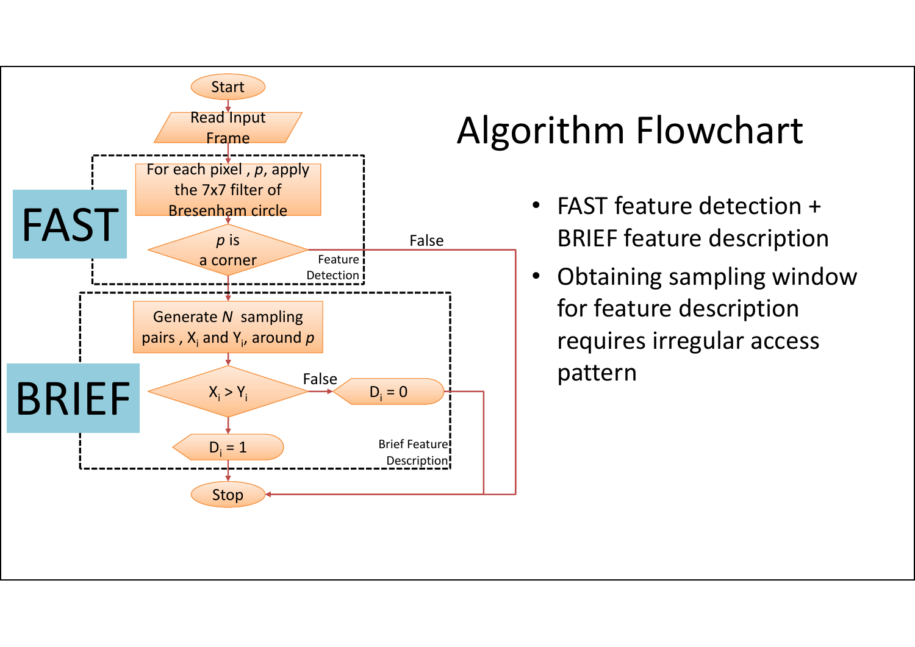# Algorithm Flowchart

- FAST feature detection + BRIEF feature description
- Obtaining sampling window for feature description requires irregular access pattern

**FAST** (Feature Detection):

- Start
- Read Input Frame
- For each pixel, *p*, apply the 7x7 filter of Bresenham circle
- *p* is a corner? (False → Stop)

**BRIEF** (Brief Feature Description):

- Generate *N* sampling pairs, $X_i$ and $Y_i$, around *p*
- $X_i > Y_i$? (False → $D_i = 0$ → Stop)
- $D_i = 1$
- Stop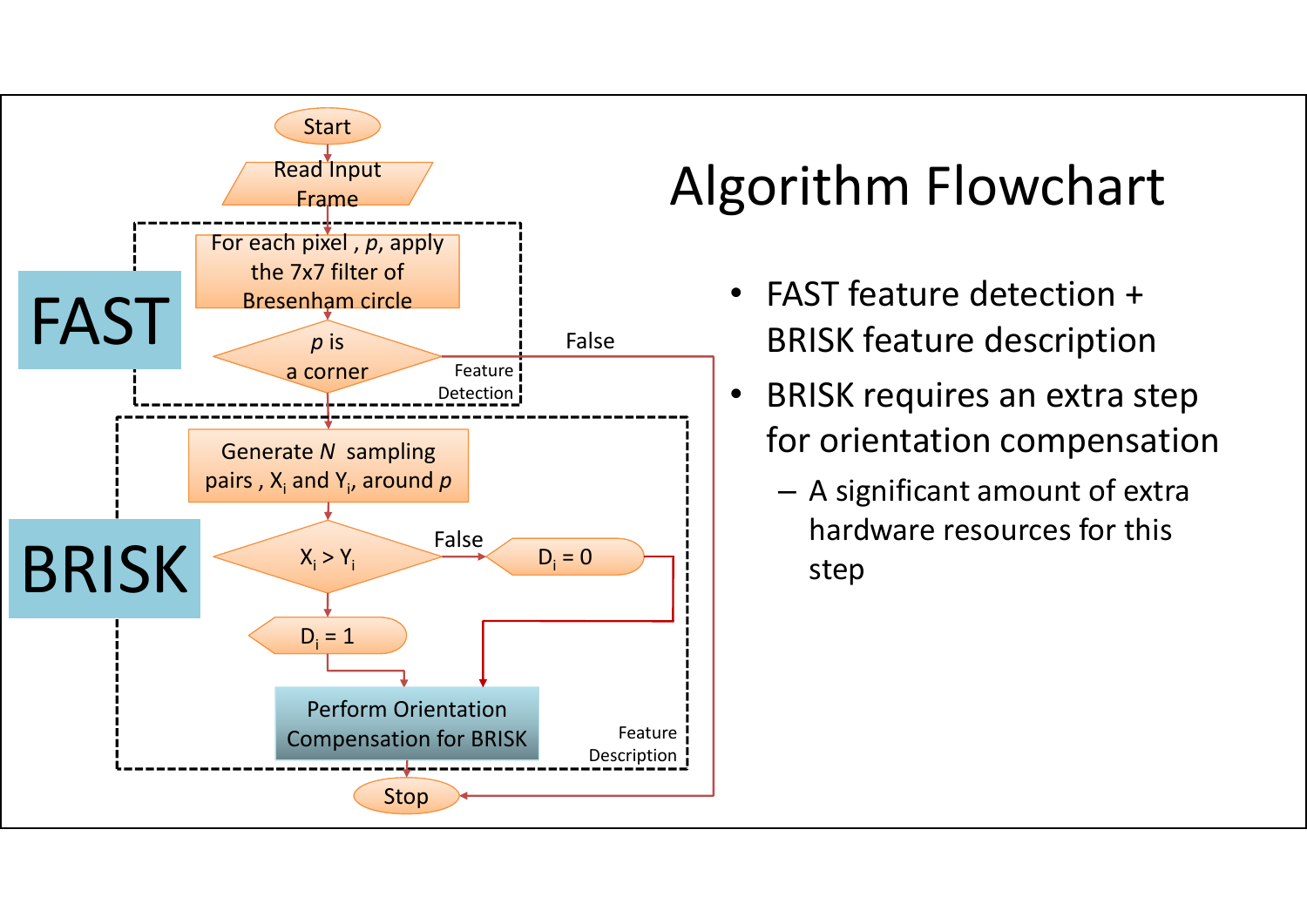# Algorithm Flowchart

- FAST feature detection + BRISK feature description
- BRISK requires an extra step for orientation compensation
  - A significant amount of extra hardware resources for this step

**FAST** (Feature Detection):

- Start
- Read Input Frame
- For each pixel, $p$, apply the 7x7 filter of Bresenham circle
- $p$ is a corner? (False → Stop)

**BRISK** (Feature Description):

- Generate $N$ sampling pairs, $X_i$ and $Y_i$, around $p$
- $X_i > Y_i$? (False → $D_i = 0$; True → $D_i = 1$)
- Perform Orientation Compensation for BRISK
- Stop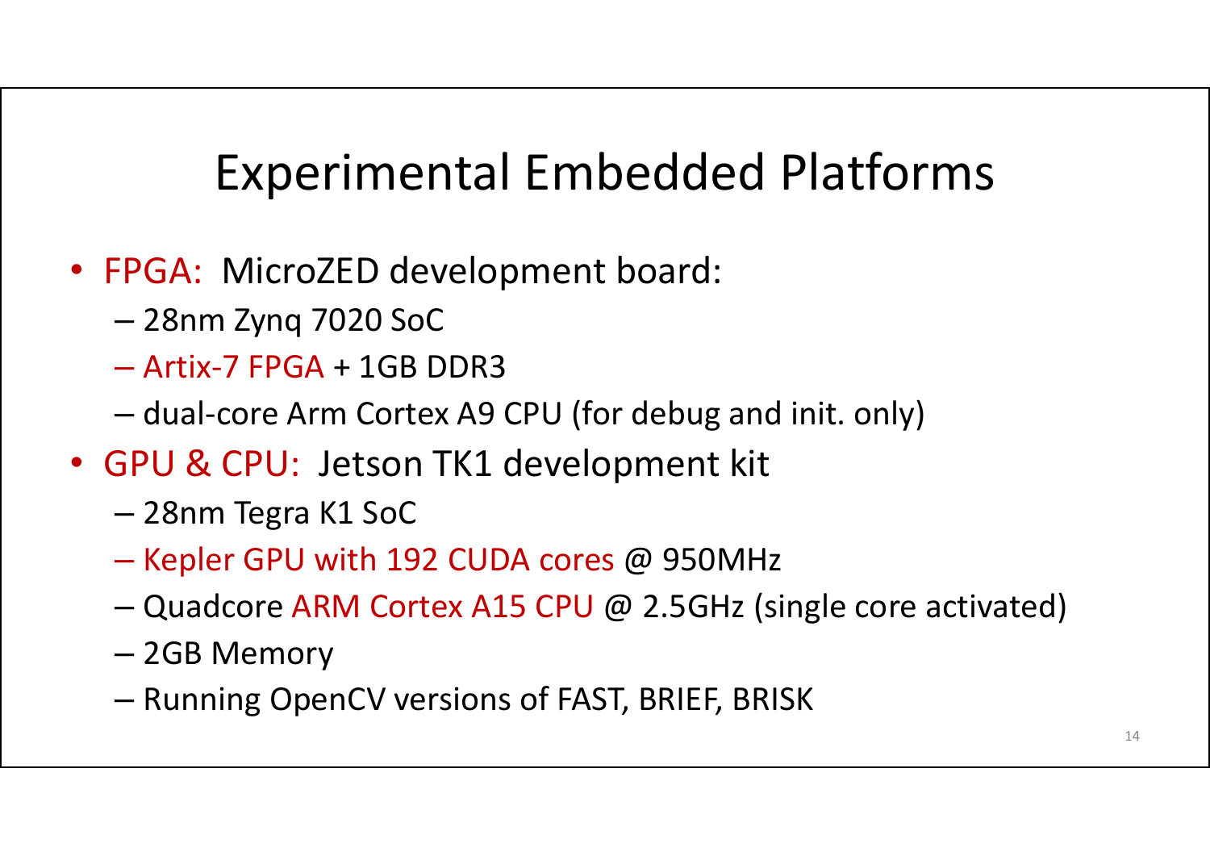# Experimental Embedded Platforms

- FPGA: MicroZED development board:
  - 28nm Zynq 7020 SoC
  - Artix-7 FPGA + 1GB DDR3
  - dual-core Arm Cortex A9 CPU (for debug and init. only)
- GPU & CPU: Jetson TK1 development kit
  - 28nm Tegra K1 SoC
  - Kepler GPU with 192 CUDA cores @ 950MHz
  - Quadcore ARM Cortex A15 CPU @ 2.5GHz (single core activated)
  - 2GB Memory
  - Running OpenCV versions of FAST, BRIEF, BRISK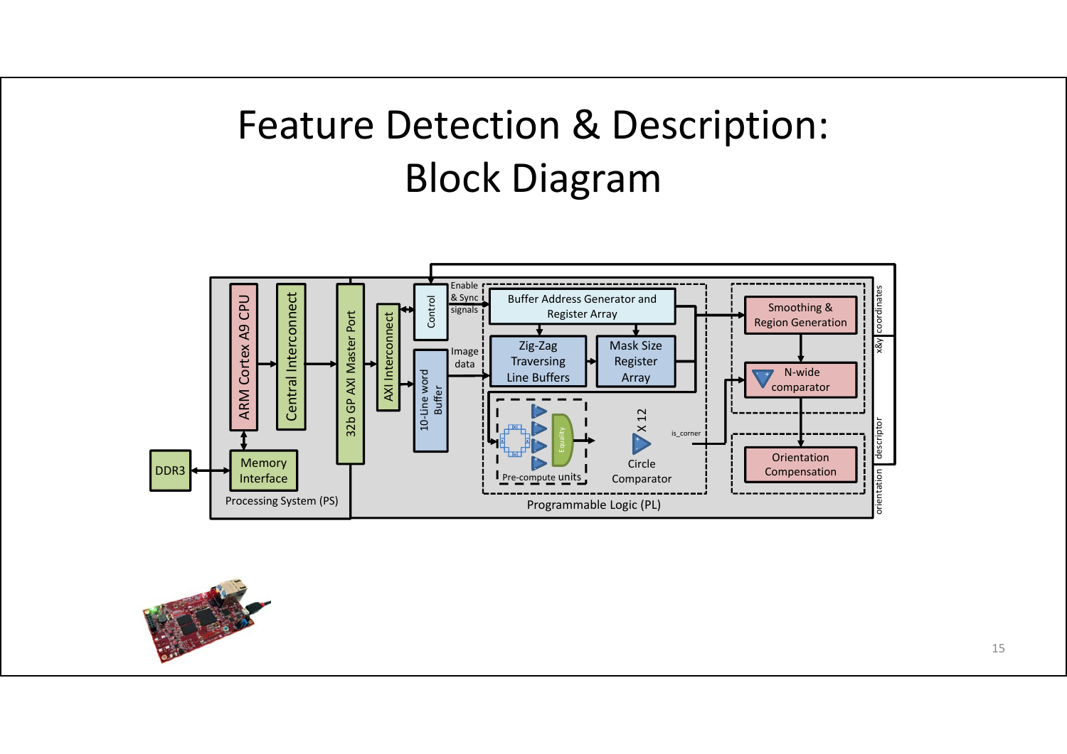# Feature Detection & Description: Block Diagram

ARM Cortex A9 CPU

Central Interconnect

32b GP AXI Master Port

AXI Interconnect

Control

10-Line word Buffer

Enable & Sync signals

Image data

Buffer Address Generator and Register Array

Zig-Zag Traversing Line Buffers

Mask Size Register Array

Pre-compute units

Equality

X 12

Circle Comparator

is_corner

Smoothing & Region Generation

N-wide comparator

Orientation Compensation

x&y coordinates

descriptor

orientation

DDR3

Memory Interface

Processing System (PS)

Programmable Logic (PL)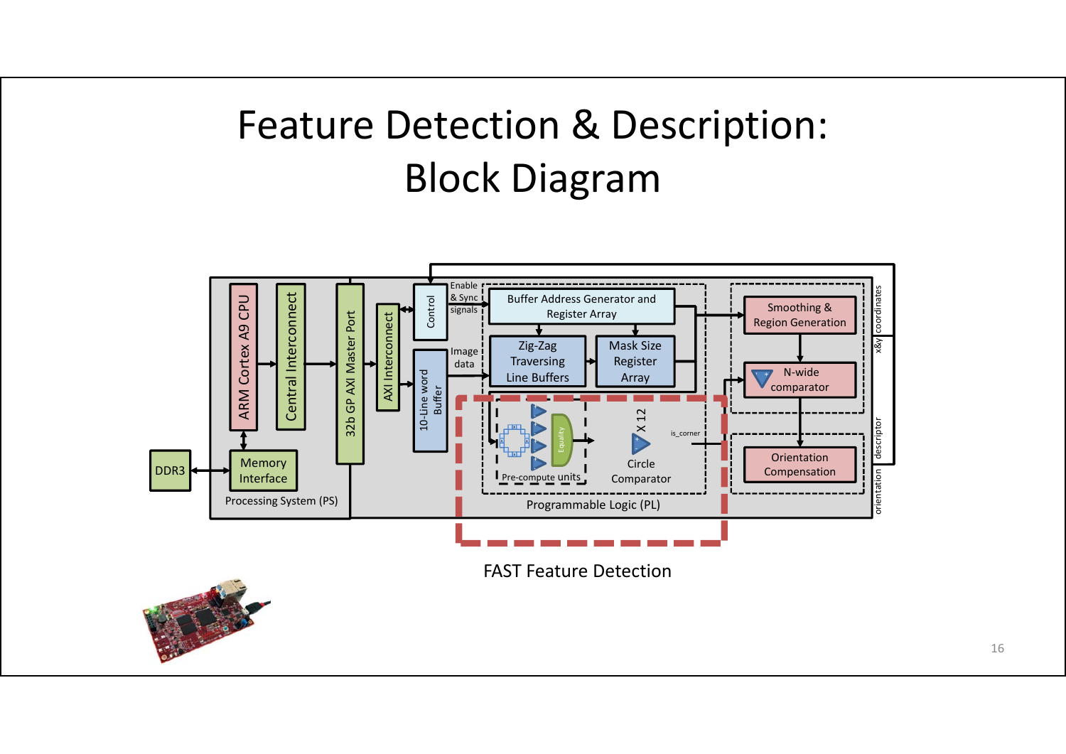# Feature Detection & Description: Block Diagram

ARM Cortex A9 CPU

Central Interconnect

32b GP AXI Master Port

AXI Interconnect

Control

10-Line word Buffer

DDR3

Memory Interface

Processing System (PS)

Enable & Sync signals

Image data

Buffer Address Generator and Register Array

Zig-Zag Traversing Line Buffers

Mask Size Register Array

Pre-compute units

Equality

X 12

Circle Comparator

is_corner

Programmable Logic (PL)

Smoothing & Region Generation

N-wide comparator

Orientation Compensation

x&y coordinates

descriptor

orientation

FAST Feature Detection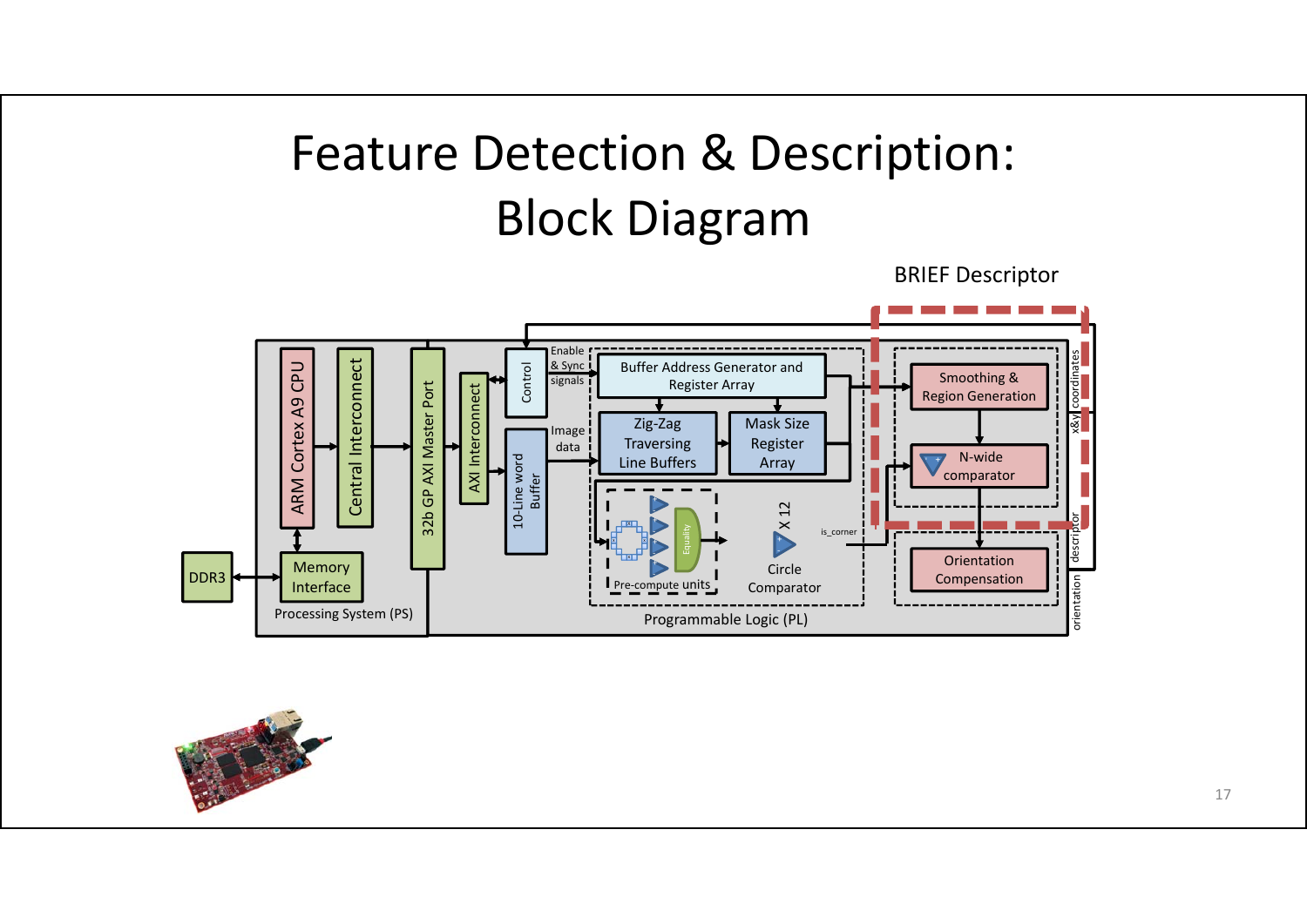# Feature Detection & Description: Block Diagram

BRIEF Descriptor

ARM Cortex A9 CPU

Central Interconnect

32b GP AXI Master Port

AXI Interconnect

Control

10-Line word Buffer

Enable & Sync signals

Image data

Buffer Address Generator and Register Array

Zig-Zag Traversing Line Buffers

Mask Size Register Array

Pre-compute units

Equality

X 12

Circle Comparator

is_corner

Programmable Logic (PL)

Smoothing & Region Generation

N-wide comparator

Orientation Compensation

x&y coordinates

descriptor

orientation

DDR3

Memory Interface

Processing System (PS)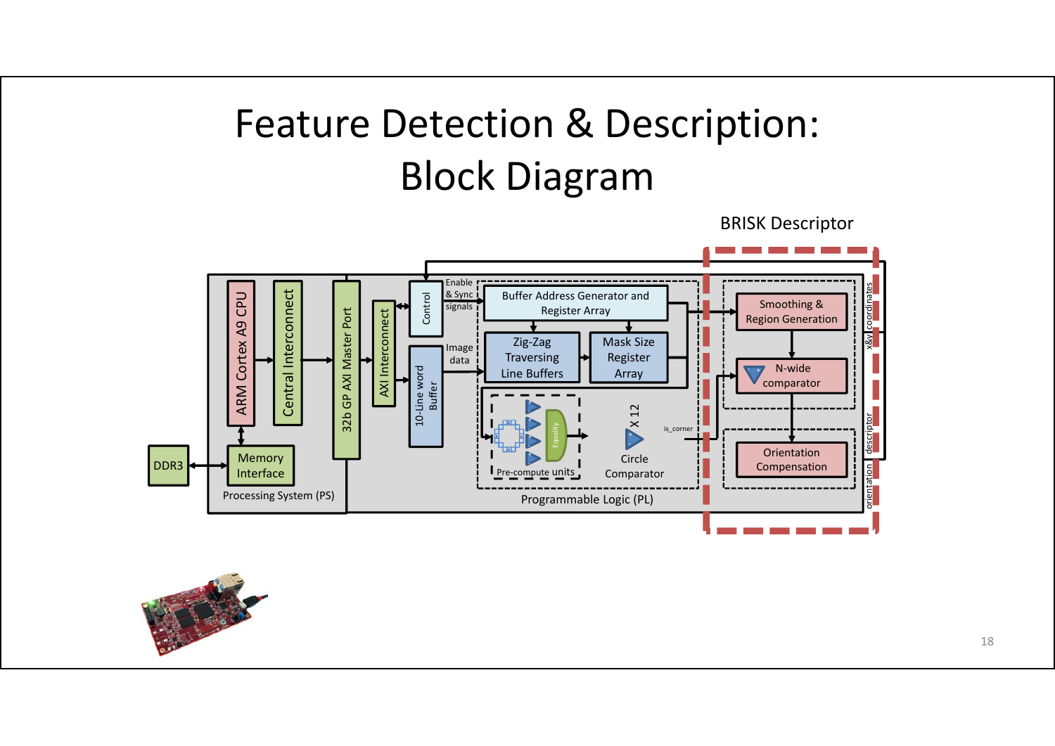# Feature Detection & Description: Block Diagram

BRISK Descriptor

ARM Cortex A9 CPU

Central Interconnect

32b GP AXI Master Port

AXI Interconnect

Control

Enable & Sync signals

Image data

10-Line word Buffer

Buffer Address Generator and Register Array

Zig-Zag Traversing Line Buffers

Mask Size Register Array

Pre-compute units

Equality

X 12

Circle Comparator

is_corner

Smoothing & Region Generation

N-wide comparator

Orientation Compensation

x&y coordinates

descriptor

orientation

DDR3

Memory Interface

Processing System (PS)

Programmable Logic (PL)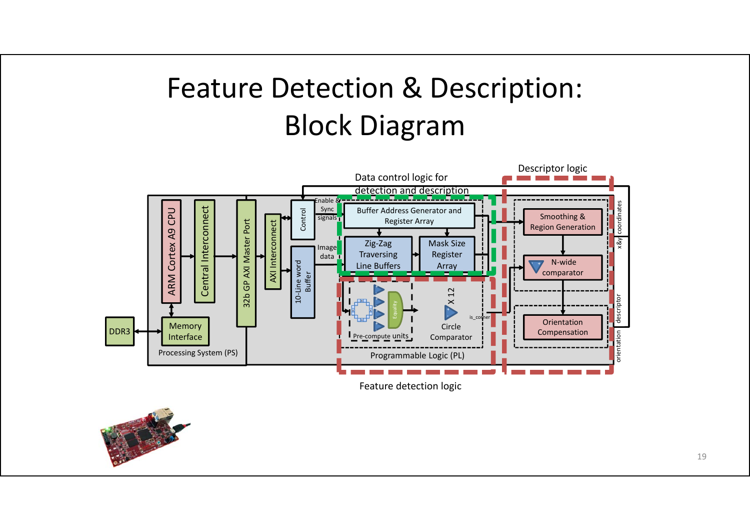# Feature Detection & Description: Block Diagram

Data control logic for detection and description

Descriptor logic

ARM Cortex A9 CPU

Central Interconnect

32b GP AXI Master Port

AXI Interconnect

Control

Enable & Sync signals

Buffer Address Generator and Register Array

Image data

10-Line word Buffer

Zig-Zag Traversing Line Buffers

Mask Size Register Array

Smoothing & Region Generation

N-wide comparator

Orientation Compensation

x&y coordinates

descriptor

orientation

DDR3

Memory Interface

Processing System (PS)

Equality

Pre-compute units

X 12

is_corner

Circle Comparator

Programmable Logic (PL)

Feature detection logic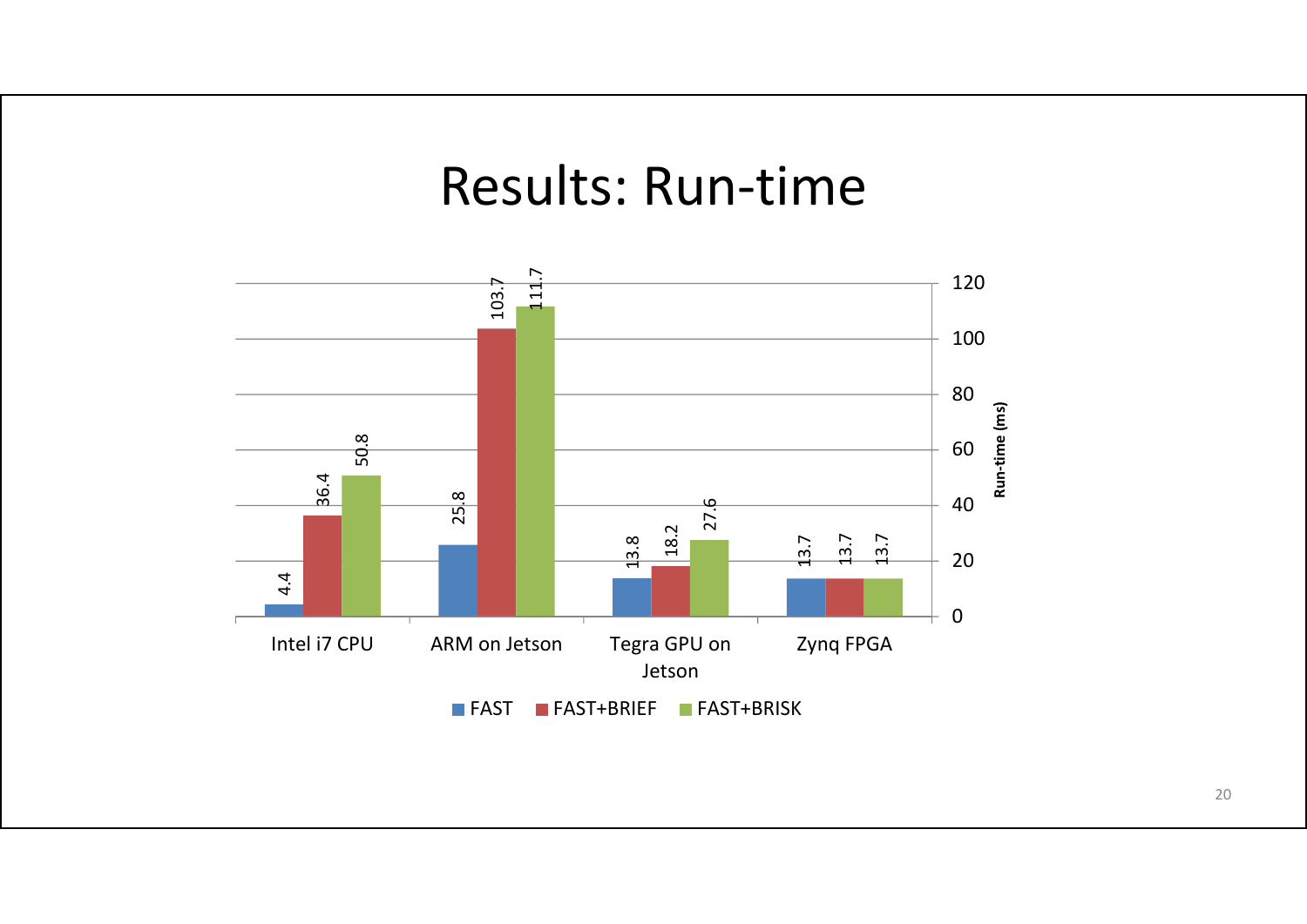# Results: Run-time

| | FAST | FAST+BRIEF | FAST+BRISK |
|---|---|---|---|
| Intel i7 CPU | 4.4 | 36.4 | 50.8 |
| ARM on Jetson | 25.8 | 103.7 | 111.7 |
| Tegra GPU on Jetson | 13.8 | 18.2 | 27.6 |
| Zynq FPGA | 13.7 | 13.7 | 13.7 |

Run-time (ms)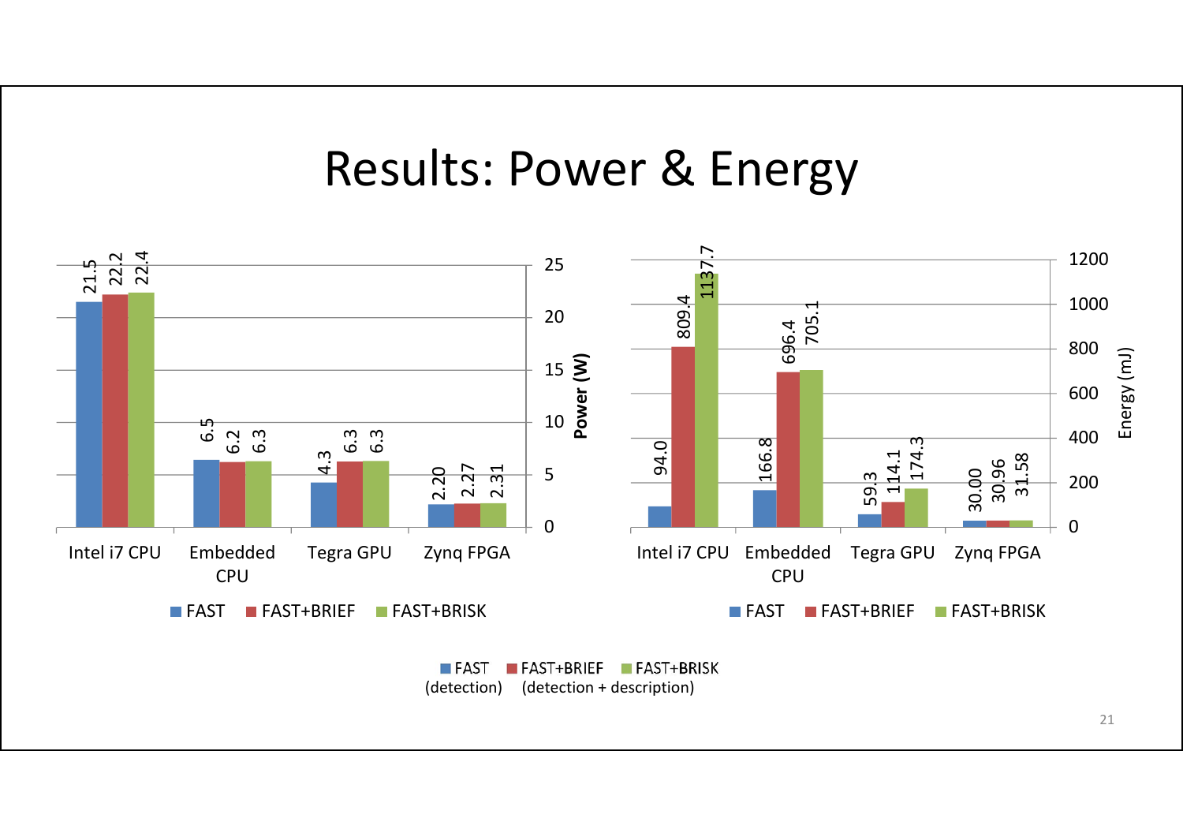# Results: Power & Energy

| Power (W) | FAST | FAST+BRIEF | FAST+BRISK |
|---|---|---|---|
| Intel i7 CPU | 21.5 | 22.2 | 22.4 |
| Embedded CPU | 6.5 | 6.2 | 6.3 |
| Tegra GPU | 4.3 | 6.3 | 6.3 |
| Zynq FPGA | 2.20 | 2.27 | 2.31 |

| Energy (mJ) | FAST | FAST+BRIEF | FAST+BRISK |
|---|---|---|---|
| Intel i7 CPU | 94.0 | 809.4 | 1137.7 |
| Embedded CPU | 166.8 | 696.4 | 705.1 |
| Tegra GPU | 59.3 | 114.1 | 174.3 |
| Zynq FPGA | 30.00 | 30.96 | 31.58 |

FAST (detection) FAST+BRIEF FAST+BRISK (detection + description)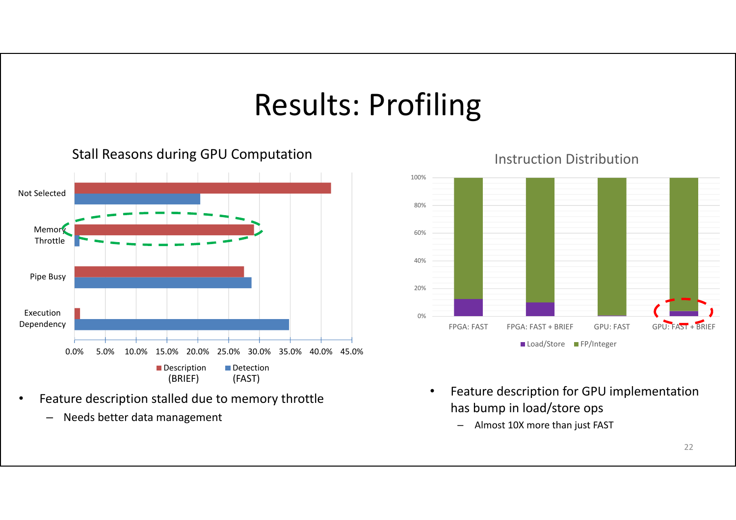# Results: Profiling

**Stall Reasons during GPU Computation**

- Feature description stalled due to memory throttle
  - Needs better data management

**Instruction Distribution**

- Feature description for GPU implementation has bump in load/store ops
  - Almost 10X more than just FAST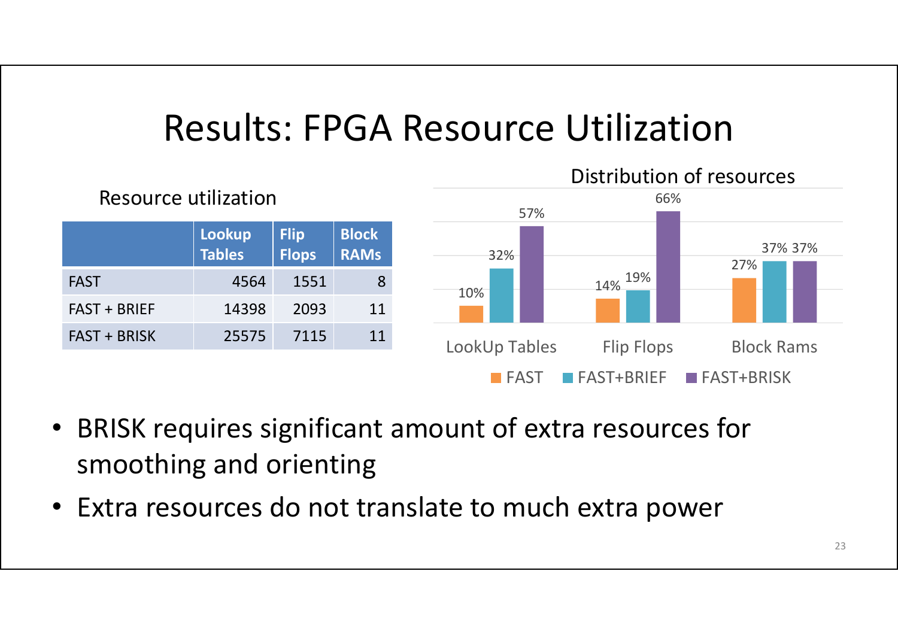# Results: FPGA Resource Utilization

Resource utilization

| | Lookup Tables | Flip Flops | Block RAMs |
|---|---|---|---|
| FAST | 4564 | 1551 | 8 |
| FAST + BRIEF | 14398 | 2093 | 11 |
| FAST + BRISK | 25575 | 7115 | 11 |

Distribution of resources

| | LookUp Tables | Flip Flops | Block Rams |
|---|---|---|---|
| FAST | 10% | 14% | 27% |
| FAST+BRIEF | 32% | 19% | 37% |
| FAST+BRISK | 57% | 66% | 37% |

- BRISK requires significant amount of extra resources for smoothing and orienting
- Extra resources do not translate to much extra power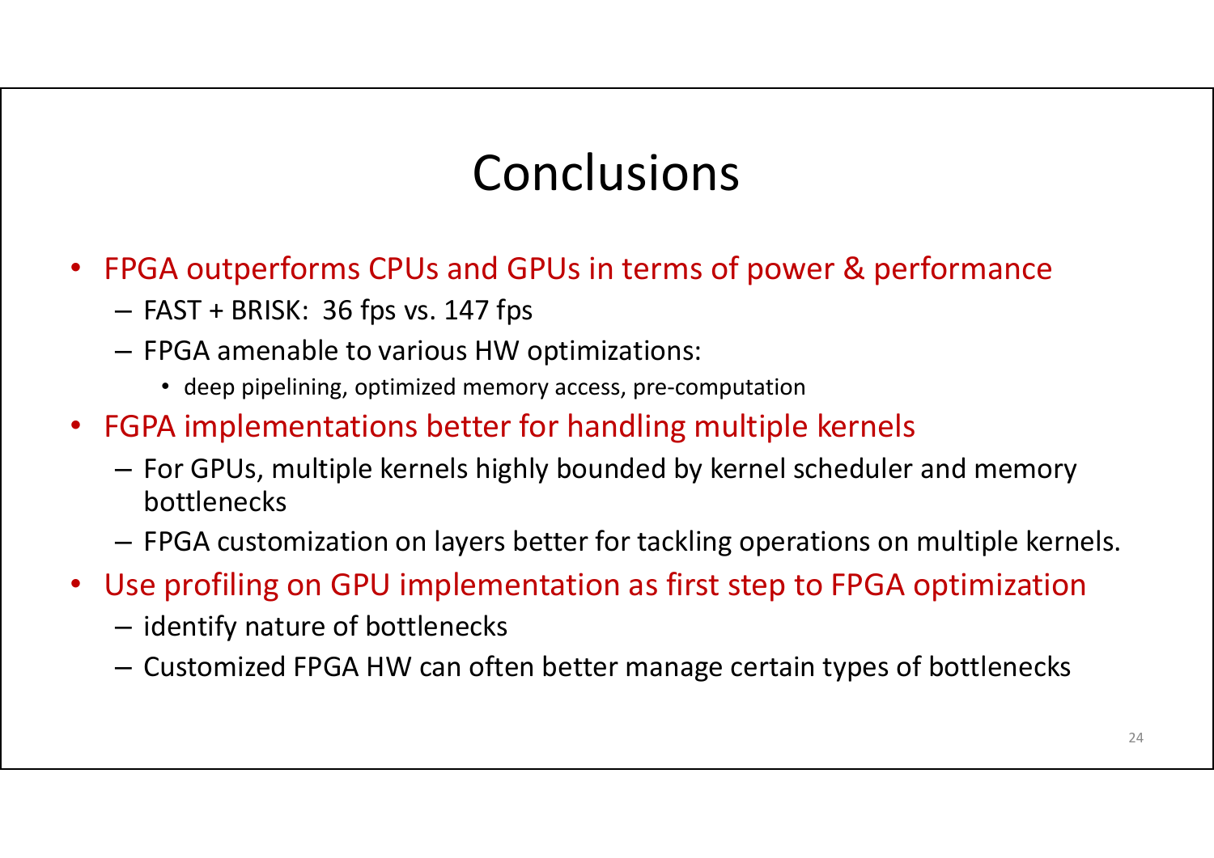# Conclusions

- FPGA outperforms CPUs and GPUs in terms of power & performance
  - FAST + BRISK: 36 fps vs. 147 fps
  - FPGA amenable to various HW optimizations:
    - deep pipelining, optimized memory access, pre-computation
- FGPA implementations better for handling multiple kernels
  - For GPUs, multiple kernels highly bounded by kernel scheduler and memory bottlenecks
  - FPGA customization on layers better for tackling operations on multiple kernels.
- Use profiling on GPU implementation as first step to FPGA optimization
  - identify nature of bottlenecks
  - Customized FPGA HW can often better manage certain types of bottlenecks